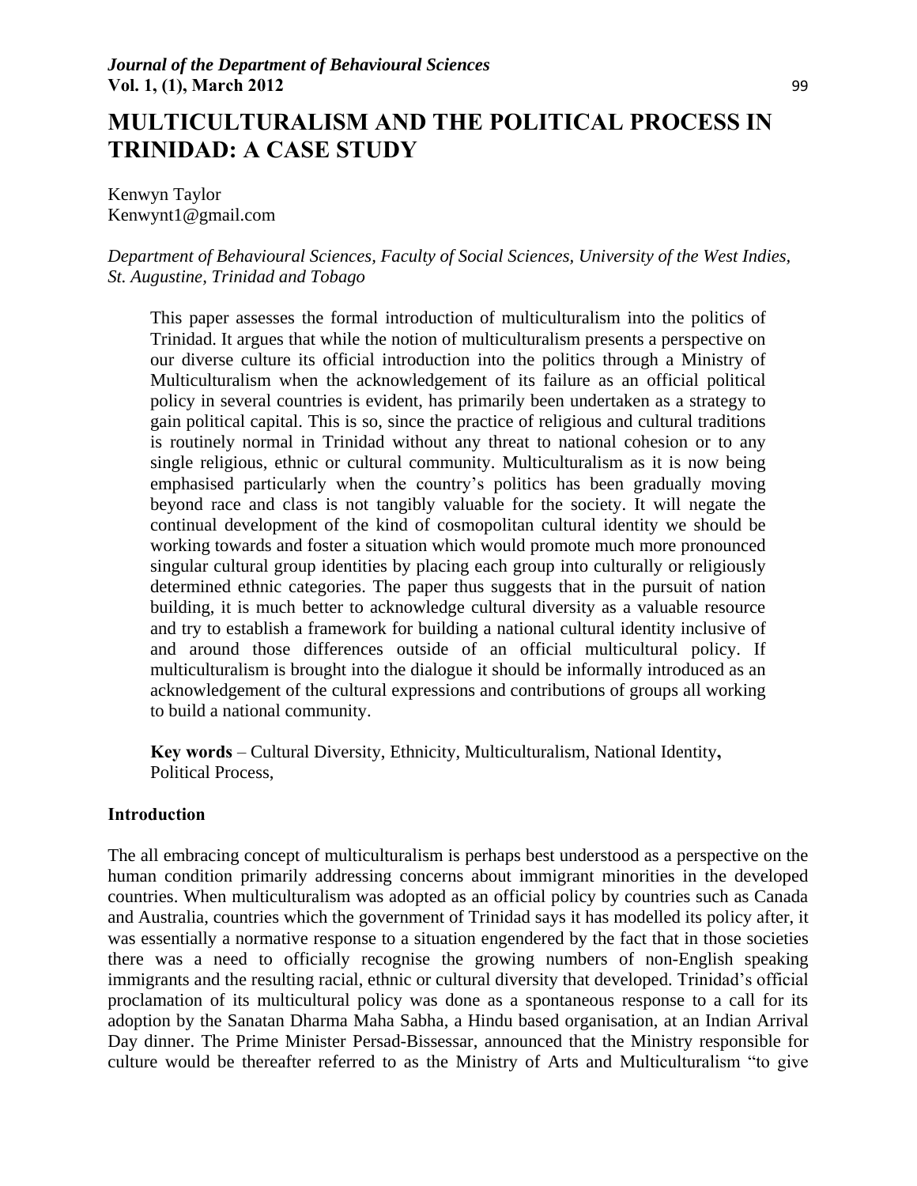# MULTICULTURALISM AND THE POLITICAL PROCESS IN TRINIDAD: A CASE STUDY

Kenwyn Taylor
Kenwynt1@gmail.com

*Department of Behavioural Sciences, Faculty of Social Sciences, University of the West Indies, St. Augustine, Trinidad and Tobago*

> This paper assesses the formal introduction of multiculturalism into the politics of Trinidad. It argues that while the notion of multiculturalism presents a perspective on our diverse culture its official introduction into the politics through a Ministry of Multiculturalism when the acknowledgement of its failure as an official political policy in several countries is evident, has primarily been undertaken as a strategy to gain political capital. This is so, since the practice of religious and cultural traditions is routinely normal in Trinidad without any threat to national cohesion or to any single religious, ethnic or cultural community. Multiculturalism as it is now being emphasised particularly when the country's politics has been gradually moving beyond race and class is not tangibly valuable for the society. It will negate the continual development of the kind of cosmopolitan cultural identity we should be working towards and foster a situation which would promote much more pronounced singular cultural group identities by placing each group into culturally or religiously determined ethnic categories. The paper thus suggests that in the pursuit of nation building, it is much better to acknowledge cultural diversity as a valuable resource and try to establish a framework for building a national cultural identity inclusive of and around those differences outside of an official multicultural policy. If multiculturalism is brought into the dialogue it should be informally introduced as an acknowledgement of the cultural expressions and contributions of groups all working to build a national community.
>
> **Key words** – Cultural Diversity, Ethnicity, Multiculturalism, National Identity**,** Political Process,

### Introduction

The all embracing concept of multiculturalism is perhaps best understood as a perspective on the human condition primarily addressing concerns about immigrant minorities in the developed countries. When multiculturalism was adopted as an official policy by countries such as Canada and Australia, countries which the government of Trinidad says it has modelled its policy after, it was essentially a normative response to a situation engendered by the fact that in those societies there was a need to officially recognise the growing numbers of non-English speaking immigrants and the resulting racial, ethnic or cultural diversity that developed. Trinidad's official proclamation of its multicultural policy was done as a spontaneous response to a call for its adoption by the Sanatan Dharma Maha Sabha, a Hindu based organisation, at an Indian Arrival Day dinner. The Prime Minister Persad-Bissessar, announced that the Ministry responsible for culture would be thereafter referred to as the Ministry of Arts and Multiculturalism "to give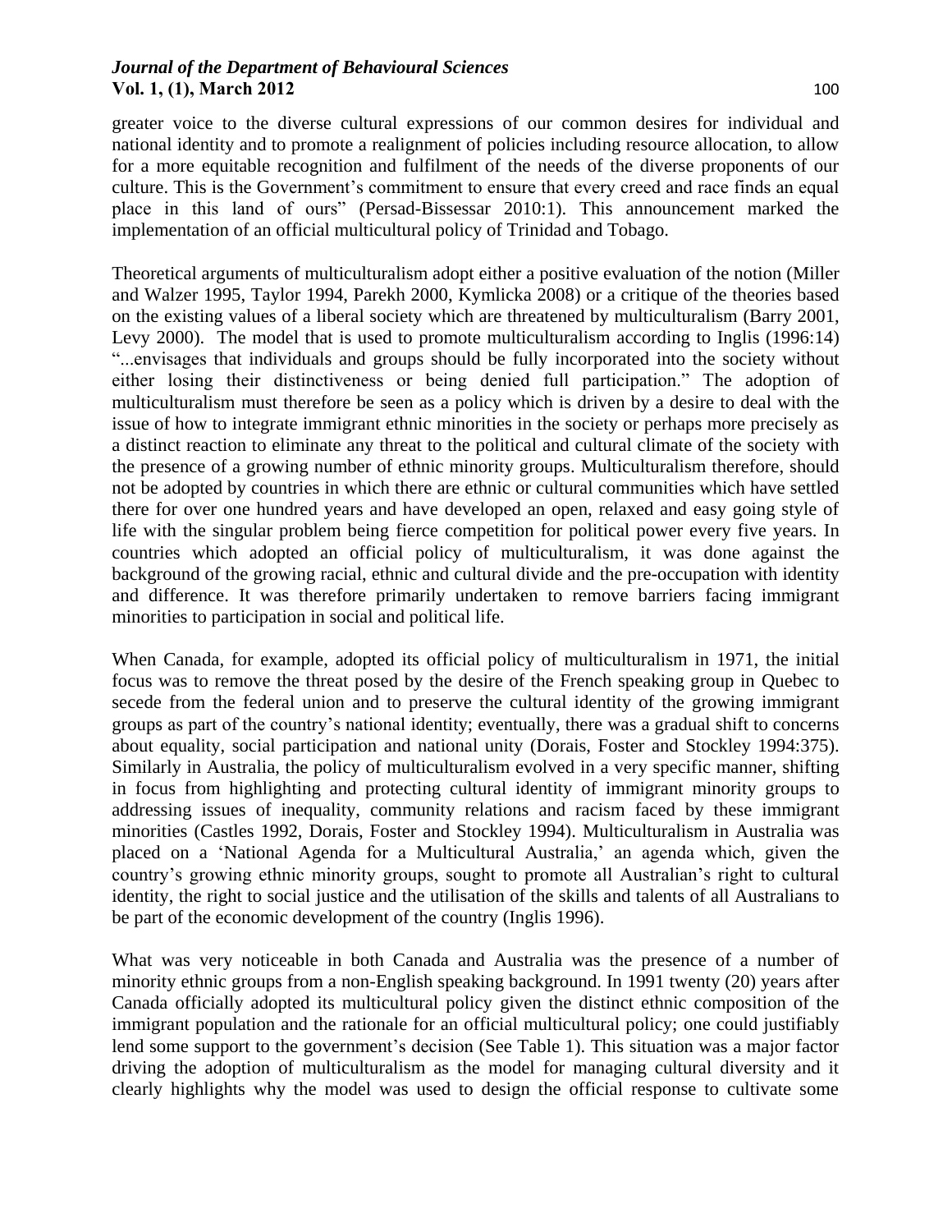greater voice to the diverse cultural expressions of our common desires for individual and national identity and to promote a realignment of policies including resource allocation, to allow for a more equitable recognition and fulfilment of the needs of the diverse proponents of our culture. This is the Government's commitment to ensure that every creed and race finds an equal place in this land of ours" (Persad-Bissessar 2010:1). This announcement marked the implementation of an official multicultural policy of Trinidad and Tobago.

Theoretical arguments of multiculturalism adopt either a positive evaluation of the notion (Miller and Walzer 1995, Taylor 1994, Parekh 2000, Kymlicka 2008) or a critique of the theories based on the existing values of a liberal society which are threatened by multiculturalism (Barry 2001, Levy 2000). The model that is used to promote multiculturalism according to Inglis (1996:14) "...envisages that individuals and groups should be fully incorporated into the society without either losing their distinctiveness or being denied full participation." The adoption of multiculturalism must therefore be seen as a policy which is driven by a desire to deal with the issue of how to integrate immigrant ethnic minorities in the society or perhaps more precisely as a distinct reaction to eliminate any threat to the political and cultural climate of the society with the presence of a growing number of ethnic minority groups. Multiculturalism therefore, should not be adopted by countries in which there are ethnic or cultural communities which have settled there for over one hundred years and have developed an open, relaxed and easy going style of life with the singular problem being fierce competition for political power every five years. In countries which adopted an official policy of multiculturalism, it was done against the background of the growing racial, ethnic and cultural divide and the pre-occupation with identity and difference. It was therefore primarily undertaken to remove barriers facing immigrant minorities to participation in social and political life.

When Canada, for example, adopted its official policy of multiculturalism in 1971, the initial focus was to remove the threat posed by the desire of the French speaking group in Quebec to secede from the federal union and to preserve the cultural identity of the growing immigrant groups as part of the country's national identity; eventually, there was a gradual shift to concerns about equality, social participation and national unity (Dorais, Foster and Stockley 1994:375). Similarly in Australia, the policy of multiculturalism evolved in a very specific manner, shifting in focus from highlighting and protecting cultural identity of immigrant minority groups to addressing issues of inequality, community relations and racism faced by these immigrant minorities (Castles 1992, Dorais, Foster and Stockley 1994). Multiculturalism in Australia was placed on a 'National Agenda for a Multicultural Australia,' an agenda which, given the country's growing ethnic minority groups, sought to promote all Australian's right to cultural identity, the right to social justice and the utilisation of the skills and talents of all Australians to be part of the economic development of the country (Inglis 1996).

What was very noticeable in both Canada and Australia was the presence of a number of minority ethnic groups from a non-English speaking background. In 1991 twenty (20) years after Canada officially adopted its multicultural policy given the distinct ethnic composition of the immigrant population and the rationale for an official multicultural policy; one could justifiably lend some support to the government's decision (See Table 1). This situation was a major factor driving the adoption of multiculturalism as the model for managing cultural diversity and it clearly highlights why the model was used to design the official response to cultivate some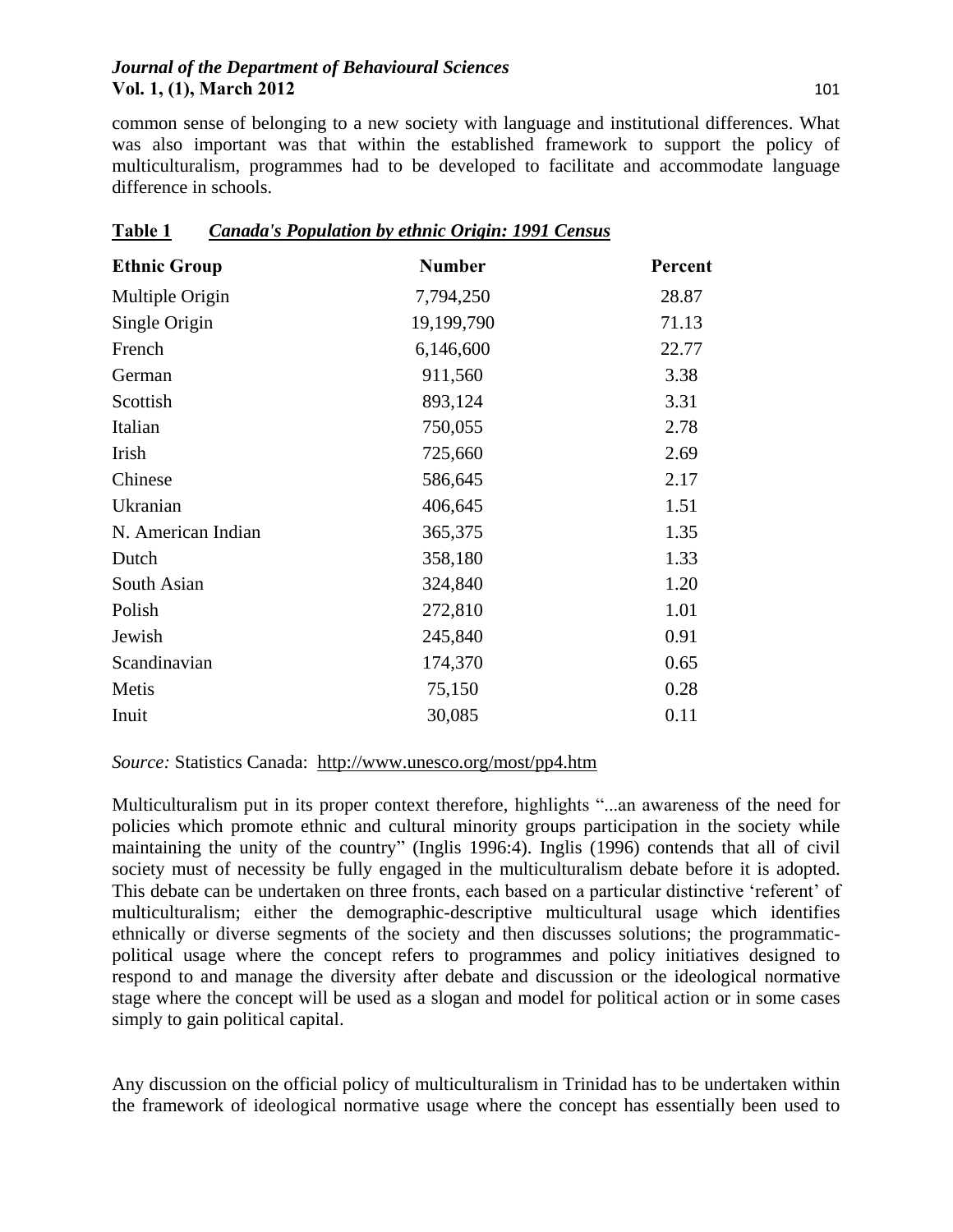common sense of belonging to a new society with language and institutional differences. What was also important was that within the established framework to support the policy of multiculturalism, programmes had to be developed to facilitate and accommodate language difference in schools.

**Table 1** ***Canada's Population by ethnic Origin: 1991 Census***

| Ethnic Group | Number | Percent |
|---|---|---|
| Multiple Origin | 7,794,250 | 28.87 |
| Single Origin | 19,199,790 | 71.13 |
| French | 6,146,600 | 22.77 |
| German | 911,560 | 3.38 |
| Scottish | 893,124 | 3.31 |
| Italian | 750,055 | 2.78 |
| Irish | 725,660 | 2.69 |
| Chinese | 586,645 | 2.17 |
| Ukranian | 406,645 | 1.51 |
| N. American Indian | 365,375 | 1.35 |
| Dutch | 358,180 | 1.33 |
| South Asian | 324,840 | 1.20 |
| Polish | 272,810 | 1.01 |
| Jewish | 245,840 | 0.91 |
| Scandinavian | 174,370 | 0.65 |
| Metis | 75,150 | 0.28 |
| Inuit | 30,085 | 0.11 |

*Source:* Statistics Canada: http://www.unesco.org/most/pp4.htm

Multiculturalism put in its proper context therefore, highlights "...an awareness of the need for policies which promote ethnic and cultural minority groups participation in the society while maintaining the unity of the country" (Inglis 1996:4). Inglis (1996) contends that all of civil society must of necessity be fully engaged in the multiculturalism debate before it is adopted. This debate can be undertaken on three fronts, each based on a particular distinctive 'referent' of multiculturalism; either the demographic-descriptive multicultural usage which identifies ethnically or diverse segments of the society and then discusses solutions; the programmatic-political usage where the concept refers to programmes and policy initiatives designed to respond to and manage the diversity after debate and discussion or the ideological normative stage where the concept will be used as a slogan and model for political action or in some cases simply to gain political capital.

Any discussion on the official policy of multiculturalism in Trinidad has to be undertaken within the framework of ideological normative usage where the concept has essentially been used to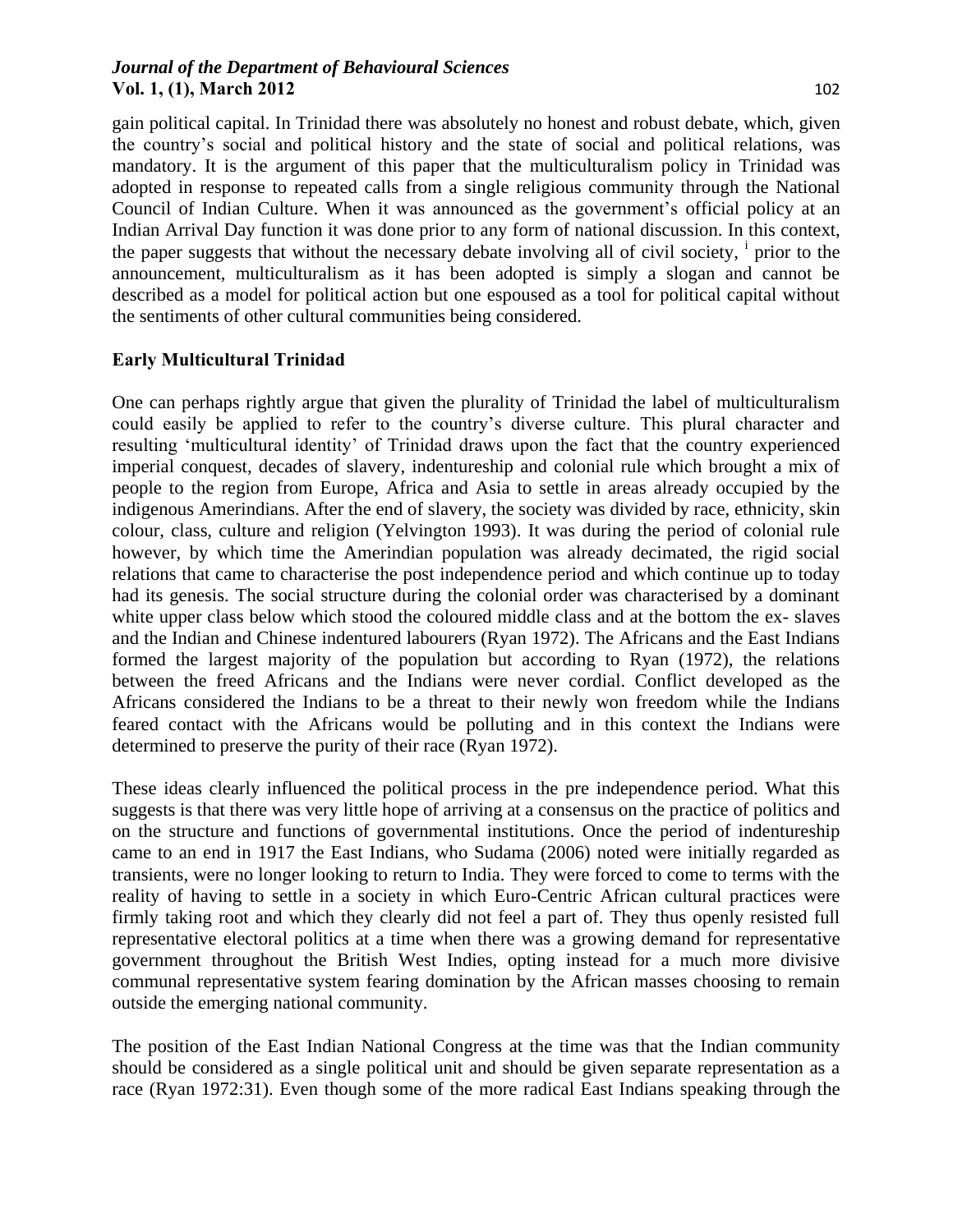gain political capital. In Trinidad there was absolutely no honest and robust debate, which, given the country's social and political history and the state of social and political relations, was mandatory. It is the argument of this paper that the multiculturalism policy in Trinidad was adopted in response to repeated calls from a single religious community through the National Council of Indian Culture. When it was announced as the government's official policy at an Indian Arrival Day function it was done prior to any form of national discussion. In this context, the paper suggests that without the necessary debate involving all of civil society, [i] prior to the announcement, multiculturalism as it has been adopted is simply a slogan and cannot be described as a model for political action but one espoused as a tool for political capital without the sentiments of other cultural communities being considered.

## Early Multicultural Trinidad

One can perhaps rightly argue that given the plurality of Trinidad the label of multiculturalism could easily be applied to refer to the country's diverse culture. This plural character and resulting 'multicultural identity' of Trinidad draws upon the fact that the country experienced imperial conquest, decades of slavery, indentureship and colonial rule which brought a mix of people to the region from Europe, Africa and Asia to settle in areas already occupied by the indigenous Amerindians. After the end of slavery, the society was divided by race, ethnicity, skin colour, class, culture and religion (Yelvington 1993). It was during the period of colonial rule however, by which time the Amerindian population was already decimated, the rigid social relations that came to characterise the post independence period and which continue up to today had its genesis. The social structure during the colonial order was characterised by a dominant white upper class below which stood the coloured middle class and at the bottom the ex- slaves and the Indian and Chinese indentured labourers (Ryan 1972). The Africans and the East Indians formed the largest majority of the population but according to Ryan (1972), the relations between the freed Africans and the Indians were never cordial. Conflict developed as the Africans considered the Indians to be a threat to their newly won freedom while the Indians feared contact with the Africans would be polluting and in this context the Indians were determined to preserve the purity of their race (Ryan 1972).

These ideas clearly influenced the political process in the pre independence period. What this suggests is that there was very little hope of arriving at a consensus on the practice of politics and on the structure and functions of governmental institutions. Once the period of indentureship came to an end in 1917 the East Indians, who Sudama (2006) noted were initially regarded as transients, were no longer looking to return to India. They were forced to come to terms with the reality of having to settle in a society in which Euro-Centric African cultural practices were firmly taking root and which they clearly did not feel a part of. They thus openly resisted full representative electoral politics at a time when there was a growing demand for representative government throughout the British West Indies, opting instead for a much more divisive communal representative system fearing domination by the African masses choosing to remain outside the emerging national community.

The position of the East Indian National Congress at the time was that the Indian community should be considered as a single political unit and should be given separate representation as a race (Ryan 1972:31). Even though some of the more radical East Indians speaking through the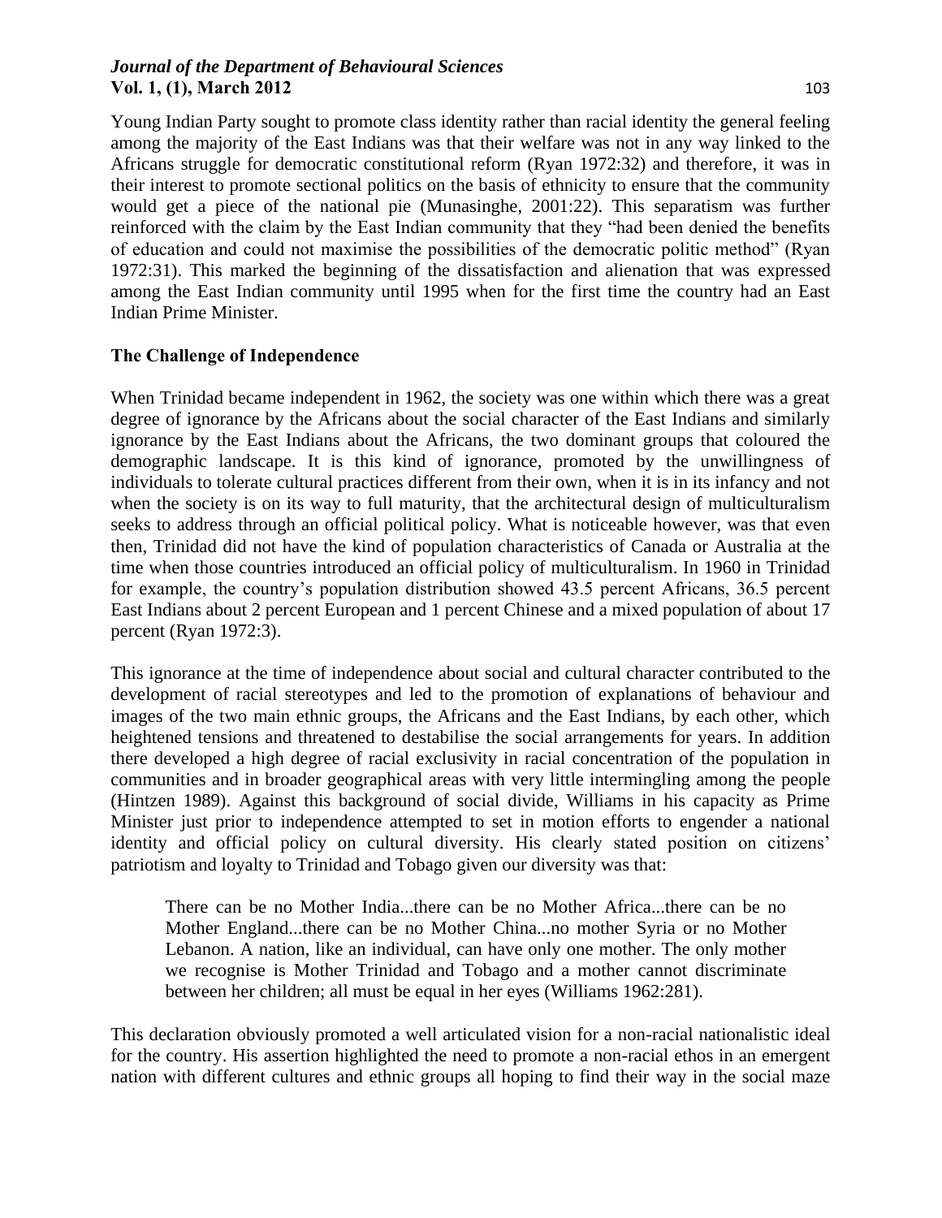Young Indian Party sought to promote class identity rather than racial identity the general feeling among the majority of the East Indians was that their welfare was not in any way linked to the Africans struggle for democratic constitutional reform (Ryan 1972:32) and therefore, it was in their interest to promote sectional politics on the basis of ethnicity to ensure that the community would get a piece of the national pie (Munasinghe, 2001:22). This separatism was further reinforced with the claim by the East Indian community that they "had been denied the benefits of education and could not maximise the possibilities of the democratic politic method" (Ryan 1972:31). This marked the beginning of the dissatisfaction and alienation that was expressed among the East Indian community until 1995 when for the first time the country had an East Indian Prime Minister.

### The Challenge of Independence

When Trinidad became independent in 1962, the society was one within which there was a great degree of ignorance by the Africans about the social character of the East Indians and similarly ignorance by the East Indians about the Africans, the two dominant groups that coloured the demographic landscape. It is this kind of ignorance, promoted by the unwillingness of individuals to tolerate cultural practices different from their own, when it is in its infancy and not when the society is on its way to full maturity, that the architectural design of multiculturalism seeks to address through an official political policy. What is noticeable however, was that even then, Trinidad did not have the kind of population characteristics of Canada or Australia at the time when those countries introduced an official policy of multiculturalism. In 1960 in Trinidad for example, the country's population distribution showed 43.5 percent Africans, 36.5 percent East Indians about 2 percent European and 1 percent Chinese and a mixed population of about 17 percent (Ryan 1972:3).

This ignorance at the time of independence about social and cultural character contributed to the development of racial stereotypes and led to the promotion of explanations of behaviour and images of the two main ethnic groups, the Africans and the East Indians, by each other, which heightened tensions and threatened to destabilise the social arrangements for years. In addition there developed a high degree of racial exclusivity in racial concentration of the population in communities and in broader geographical areas with very little intermingling among the people (Hintzen 1989). Against this background of social divide, Williams in his capacity as Prime Minister just prior to independence attempted to set in motion efforts to engender a national identity and official policy on cultural diversity. His clearly stated position on citizens' patriotism and loyalty to Trinidad and Tobago given our diversity was that:

> There can be no Mother India...there can be no Mother Africa...there can be no Mother England...there can be no Mother China...no mother Syria or no Mother Lebanon. A nation, like an individual, can have only one mother. The only mother we recognise is Mother Trinidad and Tobago and a mother cannot discriminate between her children; all must be equal in her eyes (Williams 1962:281).

This declaration obviously promoted a well articulated vision for a non-racial nationalistic ideal for the country. His assertion highlighted the need to promote a non-racial ethos in an emergent nation with different cultures and ethnic groups all hoping to find their way in the social maze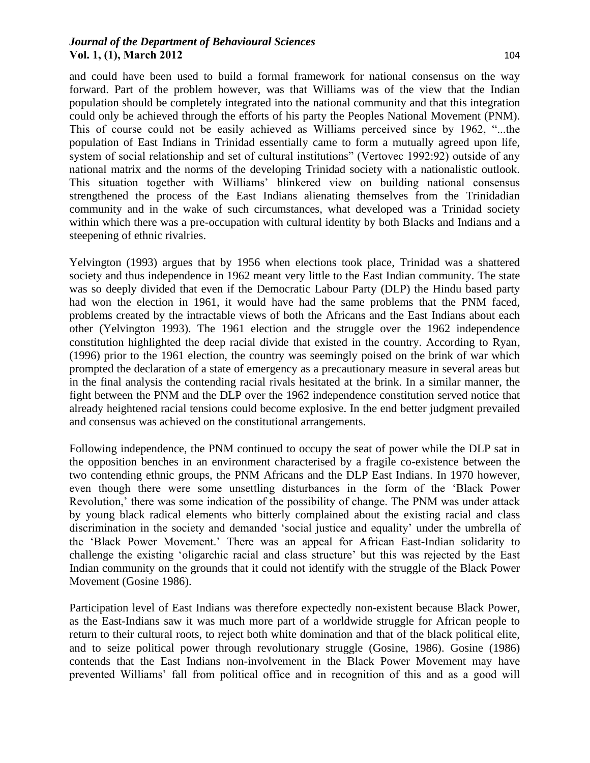and could have been used to build a formal framework for national consensus on the way forward. Part of the problem however, was that Williams was of the view that the Indian population should be completely integrated into the national community and that this integration could only be achieved through the efforts of his party the Peoples National Movement (PNM). This of course could not be easily achieved as Williams perceived since by 1962, "...the population of East Indians in Trinidad essentially came to form a mutually agreed upon life, system of social relationship and set of cultural institutions" (Vertovec 1992:92) outside of any national matrix and the norms of the developing Trinidad society with a nationalistic outlook. This situation together with Williams' blinkered view on building national consensus strengthened the process of the East Indians alienating themselves from the Trinidadian community and in the wake of such circumstances, what developed was a Trinidad society within which there was a pre-occupation with cultural identity by both Blacks and Indians and a steepening of ethnic rivalries.

Yelvington (1993) argues that by 1956 when elections took place, Trinidad was a shattered society and thus independence in 1962 meant very little to the East Indian community. The state was so deeply divided that even if the Democratic Labour Party (DLP) the Hindu based party had won the election in 1961, it would have had the same problems that the PNM faced, problems created by the intractable views of both the Africans and the East Indians about each other (Yelvington 1993). The 1961 election and the struggle over the 1962 independence constitution highlighted the deep racial divide that existed in the country. According to Ryan, (1996) prior to the 1961 election, the country was seemingly poised on the brink of war which prompted the declaration of a state of emergency as a precautionary measure in several areas but in the final analysis the contending racial rivals hesitated at the brink. In a similar manner, the fight between the PNM and the DLP over the 1962 independence constitution served notice that already heightened racial tensions could become explosive. In the end better judgment prevailed and consensus was achieved on the constitutional arrangements.

Following independence, the PNM continued to occupy the seat of power while the DLP sat in the opposition benches in an environment characterised by a fragile co-existence between the two contending ethnic groups, the PNM Africans and the DLP East Indians. In 1970 however, even though there were some unsettling disturbances in the form of the 'Black Power Revolution,' there was some indication of the possibility of change. The PNM was under attack by young black radical elements who bitterly complained about the existing racial and class discrimination in the society and demanded 'social justice and equality' under the umbrella of the 'Black Power Movement.' There was an appeal for African East-Indian solidarity to challenge the existing 'oligarchic racial and class structure' but this was rejected by the East Indian community on the grounds that it could not identify with the struggle of the Black Power Movement (Gosine 1986).

Participation level of East Indians was therefore expectedly non-existent because Black Power, as the East-Indians saw it was much more part of a worldwide struggle for African people to return to their cultural roots, to reject both white domination and that of the black political elite, and to seize political power through revolutionary struggle (Gosine, 1986). Gosine (1986) contends that the East Indians non-involvement in the Black Power Movement may have prevented Williams' fall from political office and in recognition of this and as a good will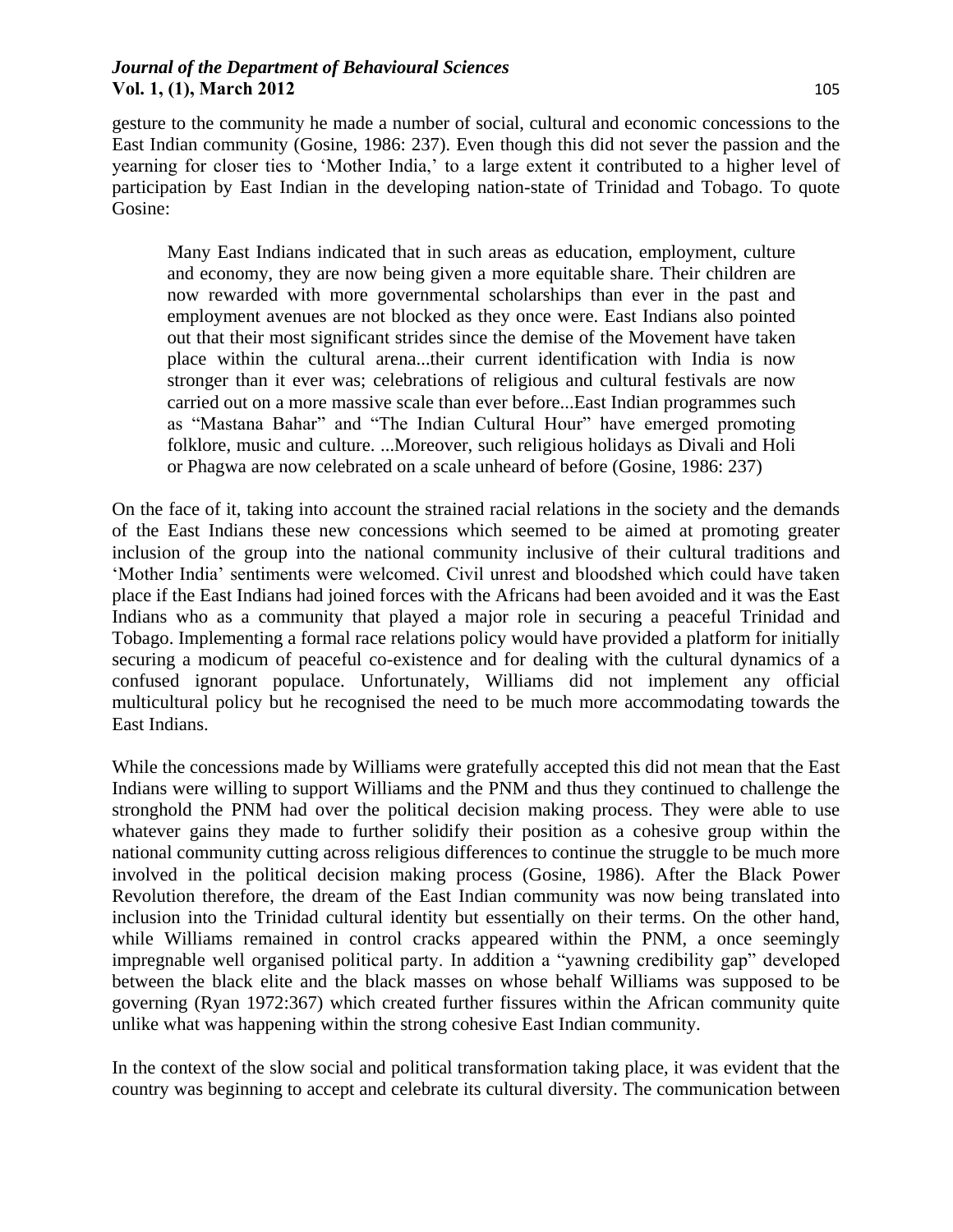gesture to the community he made a number of social, cultural and economic concessions to the East Indian community (Gosine, 1986: 237). Even though this did not sever the passion and the yearning for closer ties to 'Mother India,' to a large extent it contributed to a higher level of participation by East Indian in the developing nation-state of Trinidad and Tobago. To quote Gosine:

> Many East Indians indicated that in such areas as education, employment, culture and economy, they are now being given a more equitable share. Their children are now rewarded with more governmental scholarships than ever in the past and employment avenues are not blocked as they once were. East Indians also pointed out that their most significant strides since the demise of the Movement have taken place within the cultural arena...their current identification with India is now stronger than it ever was; celebrations of religious and cultural festivals are now carried out on a more massive scale than ever before...East Indian programmes such as "Mastana Bahar" and "The Indian Cultural Hour" have emerged promoting folklore, music and culture. ...Moreover, such religious holidays as Divali and Holi or Phagwa are now celebrated on a scale unheard of before (Gosine, 1986: 237)

On the face of it, taking into account the strained racial relations in the society and the demands of the East Indians these new concessions which seemed to be aimed at promoting greater inclusion of the group into the national community inclusive of their cultural traditions and 'Mother India' sentiments were welcomed. Civil unrest and bloodshed which could have taken place if the East Indians had joined forces with the Africans had been avoided and it was the East Indians who as a community that played a major role in securing a peaceful Trinidad and Tobago. Implementing a formal race relations policy would have provided a platform for initially securing a modicum of peaceful co-existence and for dealing with the cultural dynamics of a confused ignorant populace. Unfortunately, Williams did not implement any official multicultural policy but he recognised the need to be much more accommodating towards the East Indians.

While the concessions made by Williams were gratefully accepted this did not mean that the East Indians were willing to support Williams and the PNM and thus they continued to challenge the stronghold the PNM had over the political decision making process. They were able to use whatever gains they made to further solidify their position as a cohesive group within the national community cutting across religious differences to continue the struggle to be much more involved in the political decision making process (Gosine, 1986). After the Black Power Revolution therefore, the dream of the East Indian community was now being translated into inclusion into the Trinidad cultural identity but essentially on their terms. On the other hand, while Williams remained in control cracks appeared within the PNM, a once seemingly impregnable well organised political party. In addition a "yawning credibility gap" developed between the black elite and the black masses on whose behalf Williams was supposed to be governing (Ryan 1972:367) which created further fissures within the African community quite unlike what was happening within the strong cohesive East Indian community.

In the context of the slow social and political transformation taking place, it was evident that the country was beginning to accept and celebrate its cultural diversity. The communication between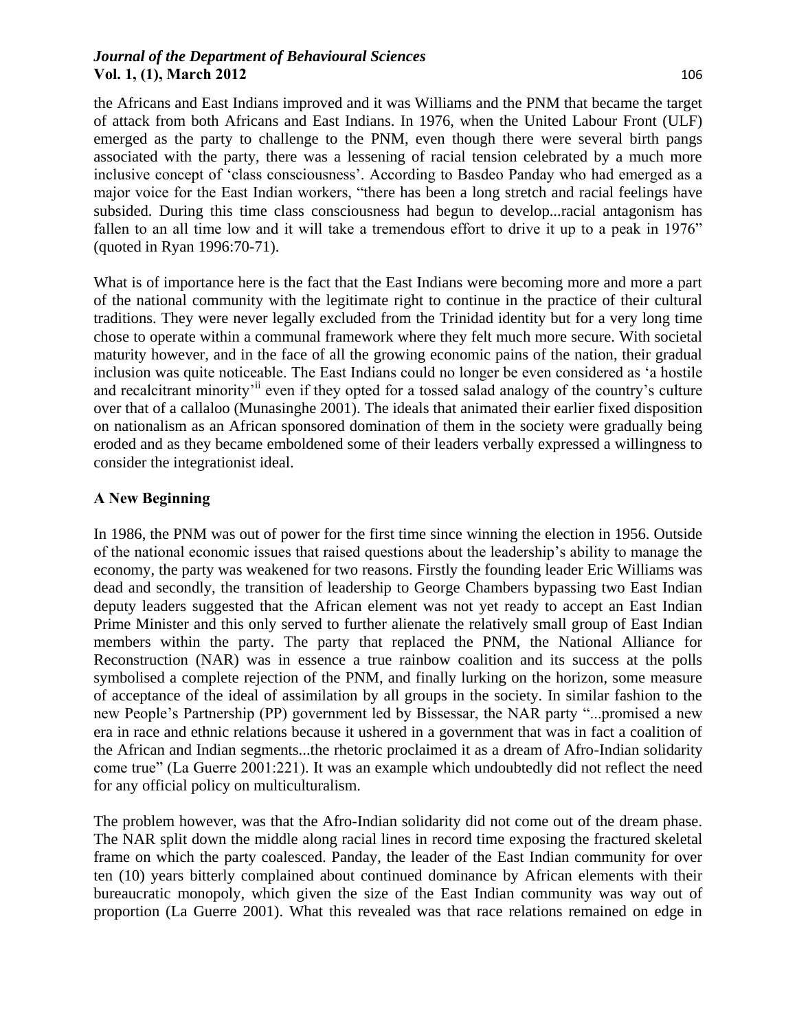the Africans and East Indians improved and it was Williams and the PNM that became the target of attack from both Africans and East Indians. In 1976, when the United Labour Front (ULF) emerged as the party to challenge to the PNM, even though there were several birth pangs associated with the party, there was a lessening of racial tension celebrated by a much more inclusive concept of 'class consciousness'. According to Basdeo Panday who had emerged as a major voice for the East Indian workers, "there has been a long stretch and racial feelings have subsided. During this time class consciousness had begun to develop...racial antagonism has fallen to an all time low and it will take a tremendous effort to drive it up to a peak in 1976" (quoted in Ryan 1996:70-71).

What is of importance here is the fact that the East Indians were becoming more and more a part of the national community with the legitimate right to continue in the practice of their cultural traditions. They were never legally excluded from the Trinidad identity but for a very long time chose to operate within a communal framework where they felt much more secure. With societal maturity however, and in the face of all the growing economic pains of the nation, their gradual inclusion was quite noticeable. The East Indians could no longer be even considered as 'a hostile and recalcitrant minority'[ii] even if they opted for a tossed salad analogy of the country's culture over that of a callaloo (Munasinghe 2001). The ideals that animated their earlier fixed disposition on nationalism as an African sponsored domination of them in the society were gradually being eroded and as they became emboldened some of their leaders verbally expressed a willingness to consider the integrationist ideal.

**A New Beginning**

In 1986, the PNM was out of power for the first time since winning the election in 1956. Outside of the national economic issues that raised questions about the leadership's ability to manage the economy, the party was weakened for two reasons. Firstly the founding leader Eric Williams was dead and secondly, the transition of leadership to George Chambers bypassing two East Indian deputy leaders suggested that the African element was not yet ready to accept an East Indian Prime Minister and this only served to further alienate the relatively small group of East Indian members within the party. The party that replaced the PNM, the National Alliance for Reconstruction (NAR) was in essence a true rainbow coalition and its success at the polls symbolised a complete rejection of the PNM, and finally lurking on the horizon, some measure of acceptance of the ideal of assimilation by all groups in the society. In similar fashion to the new People's Partnership (PP) government led by Bissessar, the NAR party "...promised a new era in race and ethnic relations because it ushered in a government that was in fact a coalition of the African and Indian segments...the rhetoric proclaimed it as a dream of Afro-Indian solidarity come true" (La Guerre 2001:221). It was an example which undoubtedly did not reflect the need for any official policy on multiculturalism.

The problem however, was that the Afro-Indian solidarity did not come out of the dream phase. The NAR split down the middle along racial lines in record time exposing the fractured skeletal frame on which the party coalesced. Panday, the leader of the East Indian community for over ten (10) years bitterly complained about continued dominance by African elements with their bureaucratic monopoly, which given the size of the East Indian community was way out of proportion (La Guerre 2001). What this revealed was that race relations remained on edge in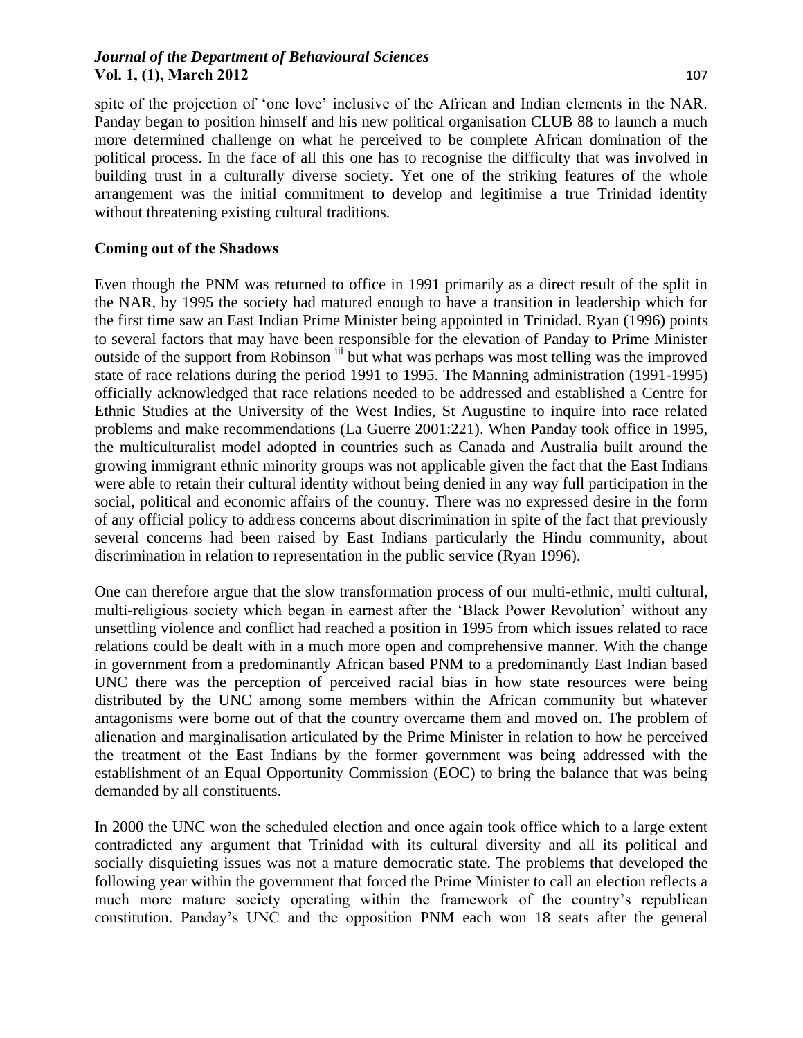spite of the projection of 'one love' inclusive of the African and Indian elements in the NAR. Panday began to position himself and his new political organisation CLUB 88 to launch a much more determined challenge on what he perceived to be complete African domination of the political process. In the face of all this one has to recognise the difficulty that was involved in building trust in a culturally diverse society. Yet one of the striking features of the whole arrangement was the initial commitment to develop and legitimise a true Trinidad identity without threatening existing cultural traditions.

**Coming out of the Shadows**

Even though the PNM was returned to office in 1991 primarily as a direct result of the split in the NAR, by 1995 the society had matured enough to have a transition in leadership which for the first time saw an East Indian Prime Minister being appointed in Trinidad. Ryan (1996) points to several factors that may have been responsible for the elevation of Panday to Prime Minister outside of the support from Robinson [iii] but what was perhaps was most telling was the improved state of race relations during the period 1991 to 1995. The Manning administration (1991-1995) officially acknowledged that race relations needed to be addressed and established a Centre for Ethnic Studies at the University of the West Indies, St Augustine to inquire into race related problems and make recommendations (La Guerre 2001:221). When Panday took office in 1995, the multiculturalist model adopted in countries such as Canada and Australia built around the growing immigrant ethnic minority groups was not applicable given the fact that the East Indians were able to retain their cultural identity without being denied in any way full participation in the social, political and economic affairs of the country. There was no expressed desire in the form of any official policy to address concerns about discrimination in spite of the fact that previously several concerns had been raised by East Indians particularly the Hindu community, about discrimination in relation to representation in the public service (Ryan 1996).

One can therefore argue that the slow transformation process of our multi-ethnic, multi cultural, multi-religious society which began in earnest after the 'Black Power Revolution' without any unsettling violence and conflict had reached a position in 1995 from which issues related to race relations could be dealt with in a much more open and comprehensive manner. With the change in government from a predominantly African based PNM to a predominantly East Indian based UNC there was the perception of perceived racial bias in how state resources were being distributed by the UNC among some members within the African community but whatever antagonisms were borne out of that the country overcame them and moved on. The problem of alienation and marginalisation articulated by the Prime Minister in relation to how he perceived the treatment of the East Indians by the former government was being addressed with the establishment of an Equal Opportunity Commission (EOC) to bring the balance that was being demanded by all constituents.

In 2000 the UNC won the scheduled election and once again took office which to a large extent contradicted any argument that Trinidad with its cultural diversity and all its political and socially disquieting issues was not a mature democratic state. The problems that developed the following year within the government that forced the Prime Minister to call an election reflects a much more mature society operating within the framework of the country's republican constitution. Panday's UNC and the opposition PNM each won 18 seats after the general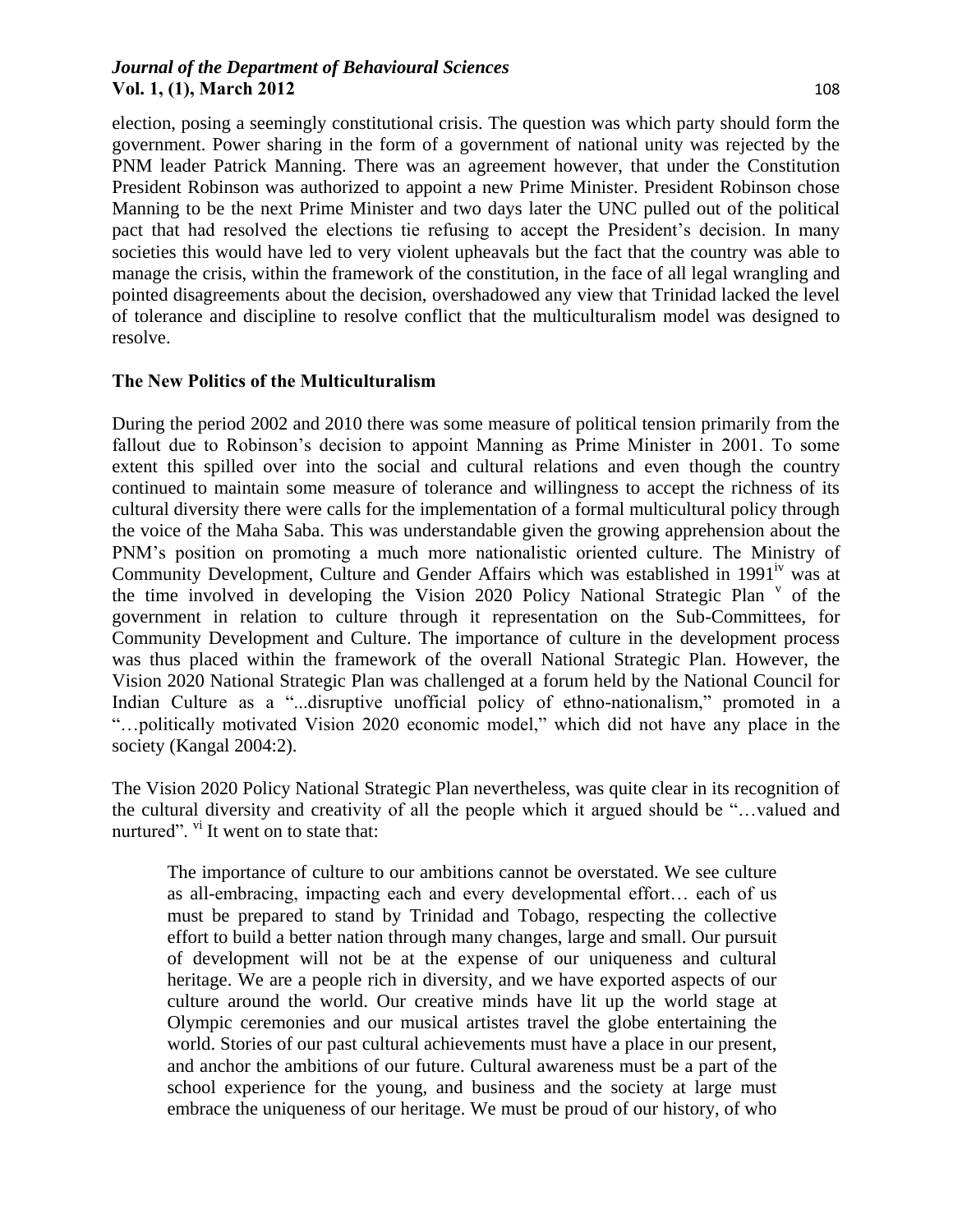election, posing a seemingly constitutional crisis. The question was which party should form the government. Power sharing in the form of a government of national unity was rejected by the PNM leader Patrick Manning. There was an agreement however, that under the Constitution President Robinson was authorized to appoint a new Prime Minister. President Robinson chose Manning to be the next Prime Minister and two days later the UNC pulled out of the political pact that had resolved the elections tie refusing to accept the President's decision. In many societies this would have led to very violent upheavals but the fact that the country was able to manage the crisis, within the framework of the constitution, in the face of all legal wrangling and pointed disagreements about the decision, overshadowed any view that Trinidad lacked the level of tolerance and discipline to resolve conflict that the multiculturalism model was designed to resolve.

**The New Politics of the Multiculturalism**

During the period 2002 and 2010 there was some measure of political tension primarily from the fallout due to Robinson's decision to appoint Manning as Prime Minister in 2001. To some extent this spilled over into the social and cultural relations and even though the country continued to maintain some measure of tolerance and willingness to accept the richness of its cultural diversity there were calls for the implementation of a formal multicultural policy through the voice of the Maha Saba. This was understandable given the growing apprehension about the PNM's position on promoting a much more nationalistic oriented culture. The Ministry of Community Development, Culture and Gender Affairs which was established in 1991[iv] was at the time involved in developing the Vision 2020 Policy National Strategic Plan [v] of the government in relation to culture through it representation on the Sub-Committees, for Community Development and Culture. The importance of culture in the development process was thus placed within the framework of the overall National Strategic Plan. However, the Vision 2020 National Strategic Plan was challenged at a forum held by the National Council for Indian Culture as a "...disruptive unofficial policy of ethno-nationalism," promoted in a "…politically motivated Vision 2020 economic model," which did not have any place in the society (Kangal 2004:2).

The Vision 2020 Policy National Strategic Plan nevertheless, was quite clear in its recognition of the cultural diversity and creativity of all the people which it argued should be "…valued and nurtured". [vi] It went on to state that:

> The importance of culture to our ambitions cannot be overstated. We see culture as all-embracing, impacting each and every developmental effort… each of us must be prepared to stand by Trinidad and Tobago, respecting the collective effort to build a better nation through many changes, large and small. Our pursuit of development will not be at the expense of our uniqueness and cultural heritage. We are a people rich in diversity, and we have exported aspects of our culture around the world. Our creative minds have lit up the world stage at Olympic ceremonies and our musical artistes travel the globe entertaining the world. Stories of our past cultural achievements must have a place in our present, and anchor the ambitions of our future. Cultural awareness must be a part of the school experience for the young, and business and the society at large must embrace the uniqueness of our heritage. We must be proud of our history, of who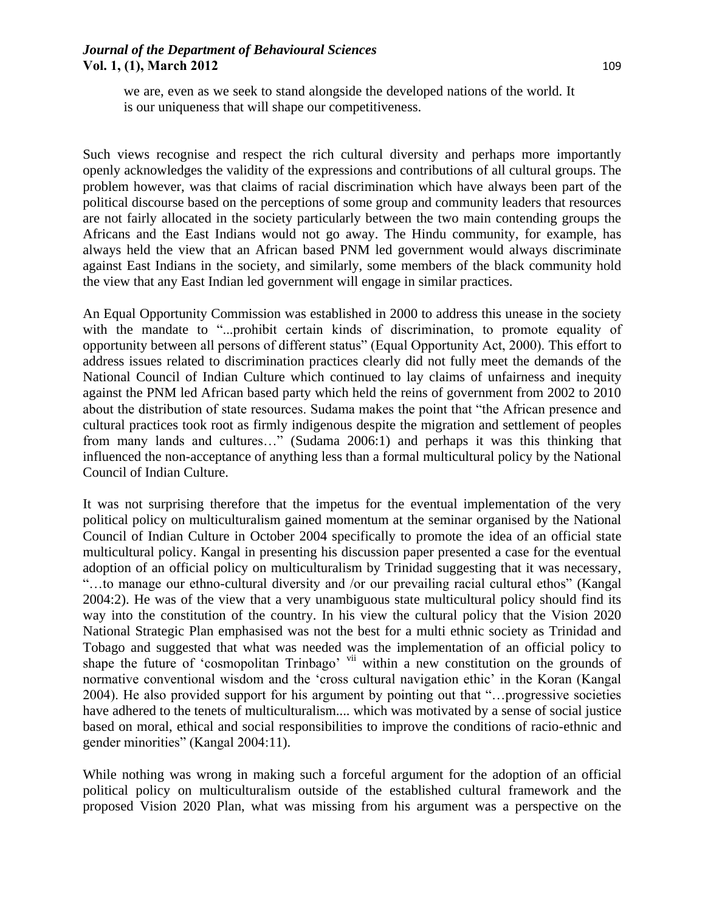> we are, even as we seek to stand alongside the developed nations of the world. It is our uniqueness that will shape our competitiveness.

Such views recognise and respect the rich cultural diversity and perhaps more importantly openly acknowledges the validity of the expressions and contributions of all cultural groups. The problem however, was that claims of racial discrimination which have always been part of the political discourse based on the perceptions of some group and community leaders that resources are not fairly allocated in the society particularly between the two main contending groups the Africans and the East Indians would not go away. The Hindu community, for example, has always held the view that an African based PNM led government would always discriminate against East Indians in the society, and similarly, some members of the black community hold the view that any East Indian led government will engage in similar practices.

An Equal Opportunity Commission was established in 2000 to address this unease in the society with the mandate to "...prohibit certain kinds of discrimination, to promote equality of opportunity between all persons of different status" (Equal Opportunity Act, 2000). This effort to address issues related to discrimination practices clearly did not fully meet the demands of the National Council of Indian Culture which continued to lay claims of unfairness and inequity against the PNM led African based party which held the reins of government from 2002 to 2010 about the distribution of state resources. Sudama makes the point that "the African presence and cultural practices took root as firmly indigenous despite the migration and settlement of peoples from many lands and cultures…" (Sudama 2006:1) and perhaps it was this thinking that influenced the non-acceptance of anything less than a formal multicultural policy by the National Council of Indian Culture.

It was not surprising therefore that the impetus for the eventual implementation of the very political policy on multiculturalism gained momentum at the seminar organised by the National Council of Indian Culture in October 2004 specifically to promote the idea of an official state multicultural policy. Kangal in presenting his discussion paper presented a case for the eventual adoption of an official policy on multiculturalism by Trinidad suggesting that it was necessary, "…to manage our ethno-cultural diversity and /or our prevailing racial cultural ethos" (Kangal 2004:2). He was of the view that a very unambiguous state multicultural policy should find its way into the constitution of the country. In his view the cultural policy that the Vision 2020 National Strategic Plan emphasised was not the best for a multi ethnic society as Trinidad and Tobago and suggested that what was needed was the implementation of an official policy to shape the future of 'cosmopolitan Trinbago' [vii] within a new constitution on the grounds of normative conventional wisdom and the 'cross cultural navigation ethic' in the Koran (Kangal 2004). He also provided support for his argument by pointing out that "…progressive societies have adhered to the tenets of multiculturalism.... which was motivated by a sense of social justice based on moral, ethical and social responsibilities to improve the conditions of racio-ethnic and gender minorities" (Kangal 2004:11).

While nothing was wrong in making such a forceful argument for the adoption of an official political policy on multiculturalism outside of the established cultural framework and the proposed Vision 2020 Plan, what was missing from his argument was a perspective on the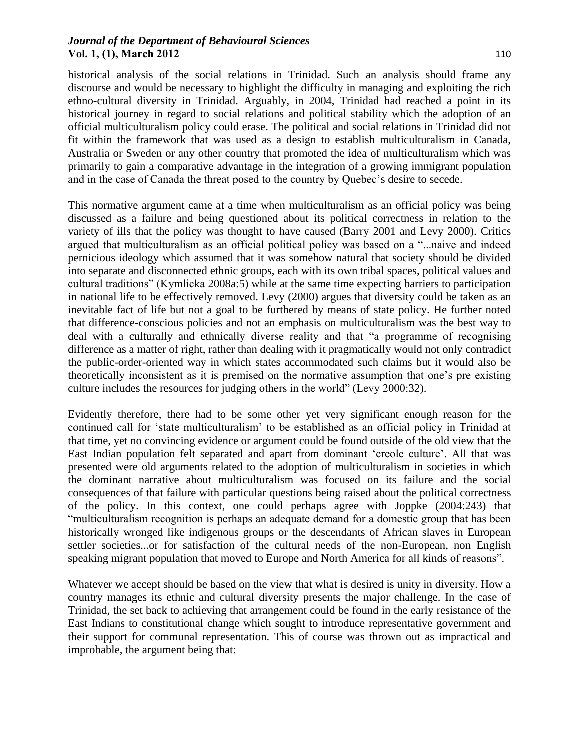historical analysis of the social relations in Trinidad. Such an analysis should frame any discourse and would be necessary to highlight the difficulty in managing and exploiting the rich ethno-cultural diversity in Trinidad. Arguably, in 2004, Trinidad had reached a point in its historical journey in regard to social relations and political stability which the adoption of an official multiculturalism policy could erase. The political and social relations in Trinidad did not fit within the framework that was used as a design to establish multiculturalism in Canada, Australia or Sweden or any other country that promoted the idea of multiculturalism which was primarily to gain a comparative advantage in the integration of a growing immigrant population and in the case of Canada the threat posed to the country by Quebec's desire to secede.

This normative argument came at a time when multiculturalism as an official policy was being discussed as a failure and being questioned about its political correctness in relation to the variety of ills that the policy was thought to have caused (Barry 2001 and Levy 2000). Critics argued that multiculturalism as an official political policy was based on a "...naive and indeed pernicious ideology which assumed that it was somehow natural that society should be divided into separate and disconnected ethnic groups, each with its own tribal spaces, political values and cultural traditions" (Kymlicka 2008a:5) while at the same time expecting barriers to participation in national life to be effectively removed. Levy (2000) argues that diversity could be taken as an inevitable fact of life but not a goal to be furthered by means of state policy. He further noted that difference-conscious policies and not an emphasis on multiculturalism was the best way to deal with a culturally and ethnically diverse reality and that "a programme of recognising difference as a matter of right, rather than dealing with it pragmatically would not only contradict the public-order-oriented way in which states accommodated such claims but it would also be theoretically inconsistent as it is premised on the normative assumption that one's pre existing culture includes the resources for judging others in the world" (Levy 2000:32).

Evidently therefore, there had to be some other yet very significant enough reason for the continued call for 'state multiculturalism' to be established as an official policy in Trinidad at that time, yet no convincing evidence or argument could be found outside of the old view that the East Indian population felt separated and apart from dominant 'creole culture'. All that was presented were old arguments related to the adoption of multiculturalism in societies in which the dominant narrative about multiculturalism was focused on its failure and the social consequences of that failure with particular questions being raised about the political correctness of the policy. In this context, one could perhaps agree with Joppke (2004:243) that "multiculturalism recognition is perhaps an adequate demand for a domestic group that has been historically wronged like indigenous groups or the descendants of African slaves in European settler societies...or for satisfaction of the cultural needs of the non-European, non English speaking migrant population that moved to Europe and North America for all kinds of reasons".

Whatever we accept should be based on the view that what is desired is unity in diversity. How a country manages its ethnic and cultural diversity presents the major challenge. In the case of Trinidad, the set back to achieving that arrangement could be found in the early resistance of the East Indians to constitutional change which sought to introduce representative government and their support for communal representation. This of course was thrown out as impractical and improbable, the argument being that: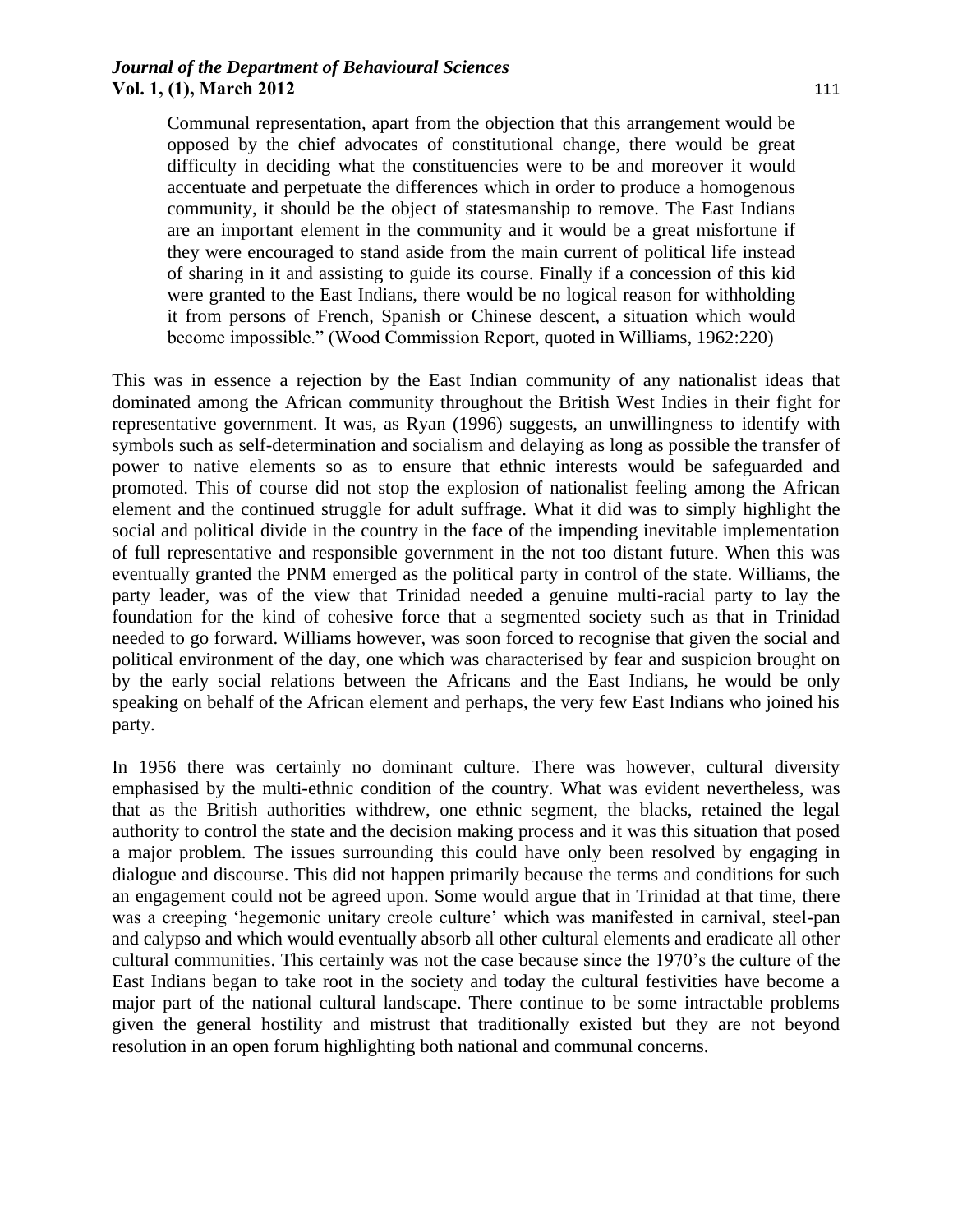> Communal representation, apart from the objection that this arrangement would be opposed by the chief advocates of constitutional change, there would be great difficulty in deciding what the constituencies were to be and moreover it would accentuate and perpetuate the differences which in order to produce a homogenous community, it should be the object of statesmanship to remove. The East Indians are an important element in the community and it would be a great misfortune if they were encouraged to stand aside from the main current of political life instead of sharing in it and assisting to guide its course. Finally if a concession of this kid were granted to the East Indians, there would be no logical reason for withholding it from persons of French, Spanish or Chinese descent, a situation which would become impossible." (Wood Commission Report, quoted in Williams, 1962:220)

This was in essence a rejection by the East Indian community of any nationalist ideas that dominated among the African community throughout the British West Indies in their fight for representative government. It was, as Ryan (1996) suggests, an unwillingness to identify with symbols such as self-determination and socialism and delaying as long as possible the transfer of power to native elements so as to ensure that ethnic interests would be safeguarded and promoted. This of course did not stop the explosion of nationalist feeling among the African element and the continued struggle for adult suffrage. What it did was to simply highlight the social and political divide in the country in the face of the impending inevitable implementation of full representative and responsible government in the not too distant future. When this was eventually granted the PNM emerged as the political party in control of the state. Williams, the party leader, was of the view that Trinidad needed a genuine multi-racial party to lay the foundation for the kind of cohesive force that a segmented society such as that in Trinidad needed to go forward. Williams however, was soon forced to recognise that given the social and political environment of the day, one which was characterised by fear and suspicion brought on by the early social relations between the Africans and the East Indians, he would be only speaking on behalf of the African element and perhaps, the very few East Indians who joined his party.

In 1956 there was certainly no dominant culture. There was however, cultural diversity emphasised by the multi-ethnic condition of the country. What was evident nevertheless, was that as the British authorities withdrew, one ethnic segment, the blacks, retained the legal authority to control the state and the decision making process and it was this situation that posed a major problem. The issues surrounding this could have only been resolved by engaging in dialogue and discourse. This did not happen primarily because the terms and conditions for such an engagement could not be agreed upon. Some would argue that in Trinidad at that time, there was a creeping 'hegemonic unitary creole culture' which was manifested in carnival, steel-pan and calypso and which would eventually absorb all other cultural elements and eradicate all other cultural communities. This certainly was not the case because since the 1970's the culture of the East Indians began to take root in the society and today the cultural festivities have become a major part of the national cultural landscape. There continue to be some intractable problems given the general hostility and mistrust that traditionally existed but they are not beyond resolution in an open forum highlighting both national and communal concerns.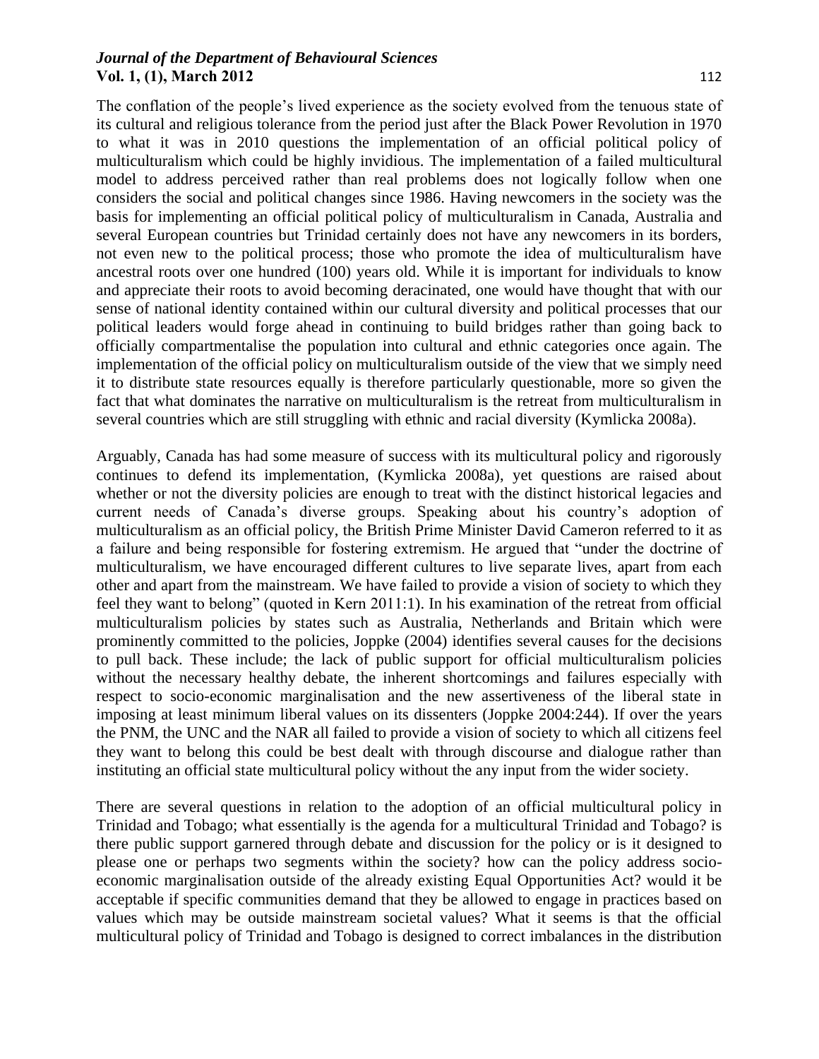The conflation of the people's lived experience as the society evolved from the tenuous state of its cultural and religious tolerance from the period just after the Black Power Revolution in 1970 to what it was in 2010 questions the implementation of an official political policy of multiculturalism which could be highly invidious. The implementation of a failed multicultural model to address perceived rather than real problems does not logically follow when one considers the social and political changes since 1986. Having newcomers in the society was the basis for implementing an official political policy of multiculturalism in Canada, Australia and several European countries but Trinidad certainly does not have any newcomers in its borders, not even new to the political process; those who promote the idea of multiculturalism have ancestral roots over one hundred (100) years old. While it is important for individuals to know and appreciate their roots to avoid becoming deracinated, one would have thought that with our sense of national identity contained within our cultural diversity and political processes that our political leaders would forge ahead in continuing to build bridges rather than going back to officially compartmentalise the population into cultural and ethnic categories once again. The implementation of the official policy on multiculturalism outside of the view that we simply need it to distribute state resources equally is therefore particularly questionable, more so given the fact that what dominates the narrative on multiculturalism is the retreat from multiculturalism in several countries which are still struggling with ethnic and racial diversity (Kymlicka 2008a).

Arguably, Canada has had some measure of success with its multicultural policy and rigorously continues to defend its implementation, (Kymlicka 2008a), yet questions are raised about whether or not the diversity policies are enough to treat with the distinct historical legacies and current needs of Canada's diverse groups. Speaking about his country's adoption of multiculturalism as an official policy, the British Prime Minister David Cameron referred to it as a failure and being responsible for fostering extremism. He argued that "under the doctrine of multiculturalism, we have encouraged different cultures to live separate lives, apart from each other and apart from the mainstream. We have failed to provide a vision of society to which they feel they want to belong" (quoted in Kern 2011:1). In his examination of the retreat from official multiculturalism policies by states such as Australia, Netherlands and Britain which were prominently committed to the policies, Joppke (2004) identifies several causes for the decisions to pull back. These include; the lack of public support for official multiculturalism policies without the necessary healthy debate, the inherent shortcomings and failures especially with respect to socio-economic marginalisation and the new assertiveness of the liberal state in imposing at least minimum liberal values on its dissenters (Joppke 2004:244). If over the years the PNM, the UNC and the NAR all failed to provide a vision of society to which all citizens feel they want to belong this could be best dealt with through discourse and dialogue rather than instituting an official state multicultural policy without the any input from the wider society.

There are several questions in relation to the adoption of an official multicultural policy in Trinidad and Tobago; what essentially is the agenda for a multicultural Trinidad and Tobago? is there public support garnered through debate and discussion for the policy or is it designed to please one or perhaps two segments within the society? how can the policy address socio-economic marginalisation outside of the already existing Equal Opportunities Act? would it be acceptable if specific communities demand that they be allowed to engage in practices based on values which may be outside mainstream societal values? What it seems is that the official multicultural policy of Trinidad and Tobago is designed to correct imbalances in the distribution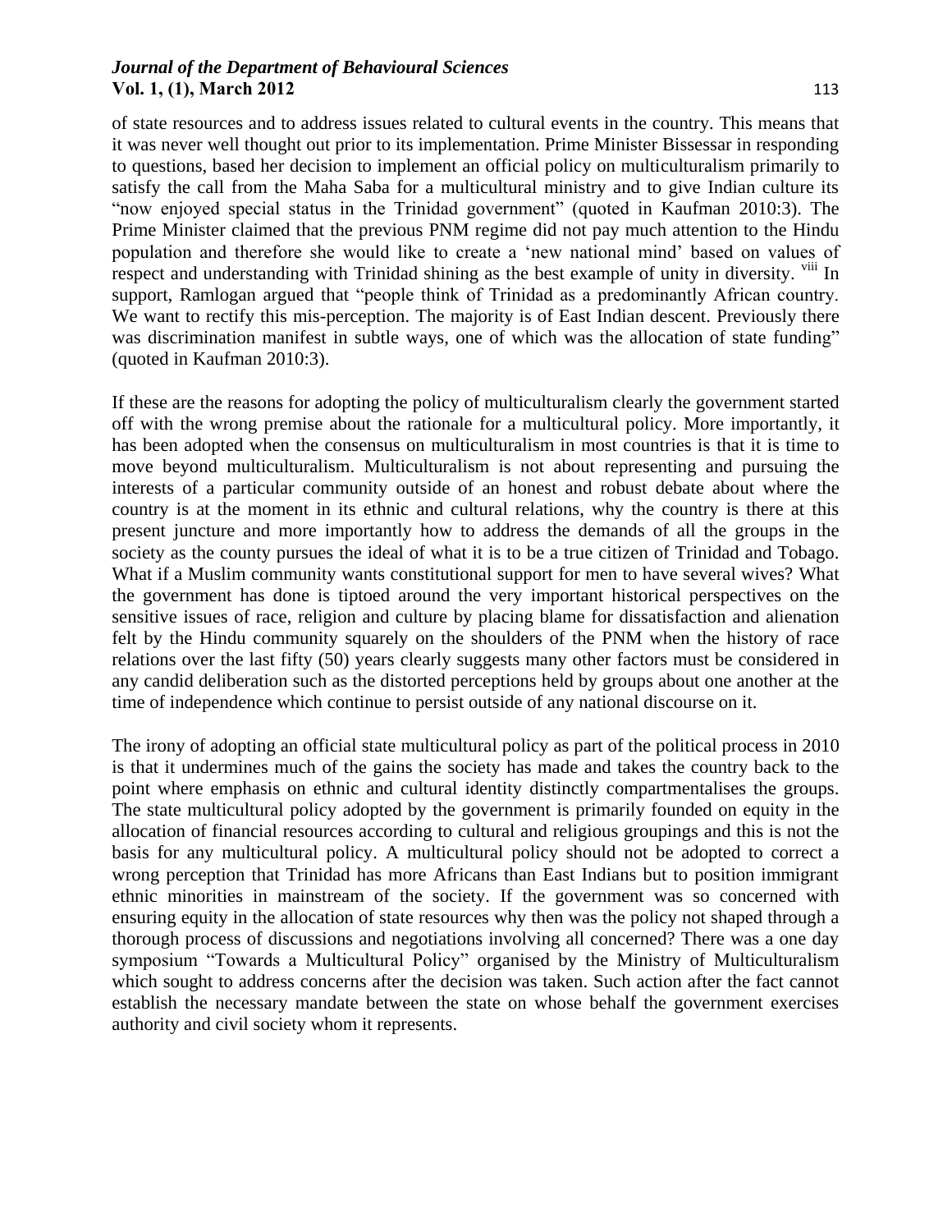of state resources and to address issues related to cultural events in the country. This means that it was never well thought out prior to its implementation. Prime Minister Bissessar in responding to questions, based her decision to implement an official policy on multiculturalism primarily to satisfy the call from the Maha Saba for a multicultural ministry and to give Indian culture its "now enjoyed special status in the Trinidad government" (quoted in Kaufman 2010:3). The Prime Minister claimed that the previous PNM regime did not pay much attention to the Hindu population and therefore she would like to create a 'new national mind' based on values of respect and understanding with Trinidad shining as the best example of unity in diversity. [viii] In support, Ramlogan argued that "people think of Trinidad as a predominantly African country. We want to rectify this mis-perception. The majority is of East Indian descent. Previously there was discrimination manifest in subtle ways, one of which was the allocation of state funding" (quoted in Kaufman 2010:3).

If these are the reasons for adopting the policy of multiculturalism clearly the government started off with the wrong premise about the rationale for a multicultural policy. More importantly, it has been adopted when the consensus on multiculturalism in most countries is that it is time to move beyond multiculturalism. Multiculturalism is not about representing and pursuing the interests of a particular community outside of an honest and robust debate about where the country is at the moment in its ethnic and cultural relations, why the country is there at this present juncture and more importantly how to address the demands of all the groups in the society as the county pursues the ideal of what it is to be a true citizen of Trinidad and Tobago. What if a Muslim community wants constitutional support for men to have several wives? What the government has done is tiptoed around the very important historical perspectives on the sensitive issues of race, religion and culture by placing blame for dissatisfaction and alienation felt by the Hindu community squarely on the shoulders of the PNM when the history of race relations over the last fifty (50) years clearly suggests many other factors must be considered in any candid deliberation such as the distorted perceptions held by groups about one another at the time of independence which continue to persist outside of any national discourse on it.

The irony of adopting an official state multicultural policy as part of the political process in 2010 is that it undermines much of the gains the society has made and takes the country back to the point where emphasis on ethnic and cultural identity distinctly compartmentalises the groups. The state multicultural policy adopted by the government is primarily founded on equity in the allocation of financial resources according to cultural and religious groupings and this is not the basis for any multicultural policy. A multicultural policy should not be adopted to correct a wrong perception that Trinidad has more Africans than East Indians but to position immigrant ethnic minorities in mainstream of the society. If the government was so concerned with ensuring equity in the allocation of state resources why then was the policy not shaped through a thorough process of discussions and negotiations involving all concerned? There was a one day symposium "Towards a Multicultural Policy" organised by the Ministry of Multiculturalism which sought to address concerns after the decision was taken. Such action after the fact cannot establish the necessary mandate between the state on whose behalf the government exercises authority and civil society whom it represents.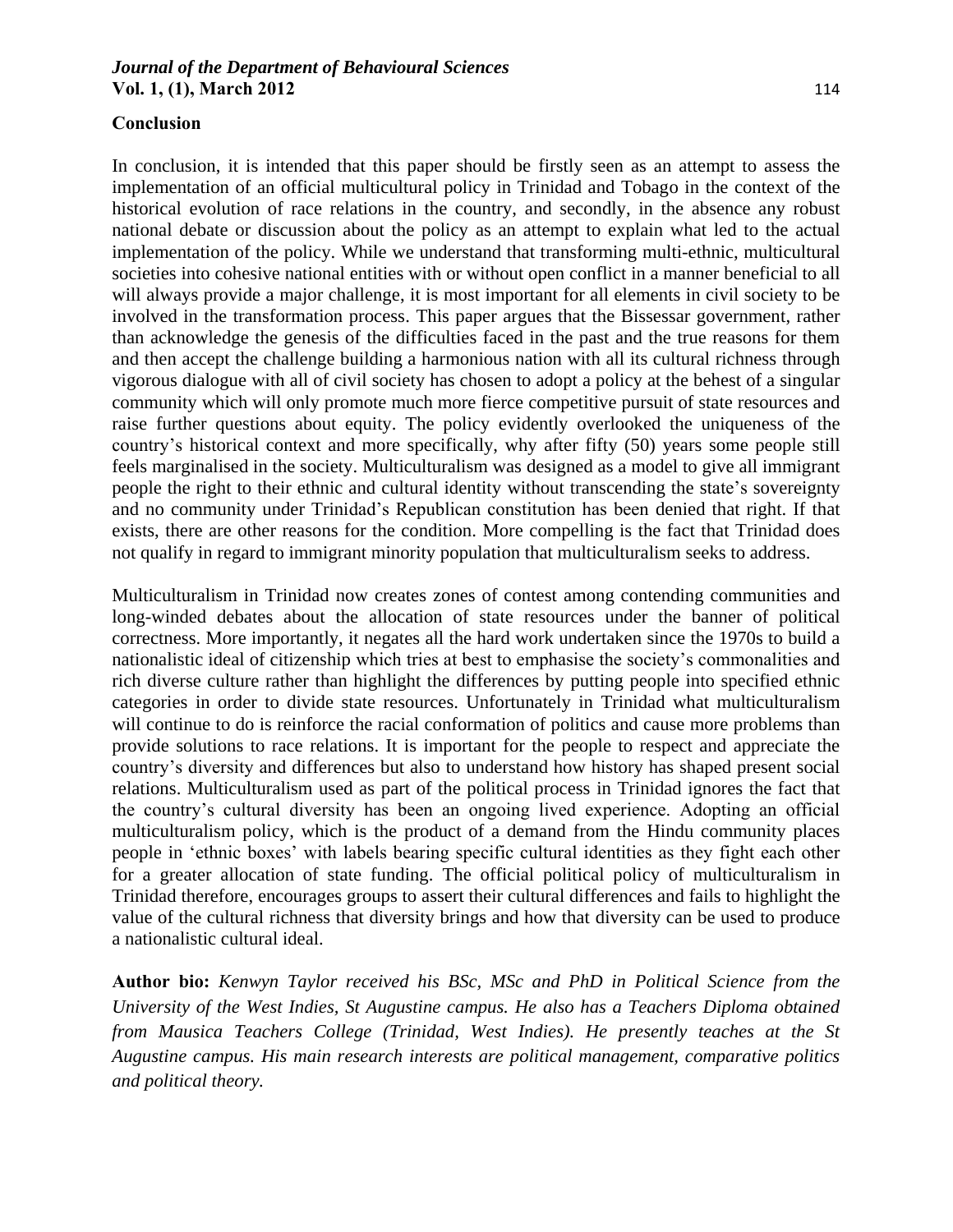## Conclusion

In conclusion, it is intended that this paper should be firstly seen as an attempt to assess the implementation of an official multicultural policy in Trinidad and Tobago in the context of the historical evolution of race relations in the country, and secondly, in the absence any robust national debate or discussion about the policy as an attempt to explain what led to the actual implementation of the policy. While we understand that transforming multi-ethnic, multicultural societies into cohesive national entities with or without open conflict in a manner beneficial to all will always provide a major challenge, it is most important for all elements in civil society to be involved in the transformation process. This paper argues that the Bissessar government, rather than acknowledge the genesis of the difficulties faced in the past and the true reasons for them and then accept the challenge building a harmonious nation with all its cultural richness through vigorous dialogue with all of civil society has chosen to adopt a policy at the behest of a singular community which will only promote much more fierce competitive pursuit of state resources and raise further questions about equity. The policy evidently overlooked the uniqueness of the country's historical context and more specifically, why after fifty (50) years some people still feels marginalised in the society. Multiculturalism was designed as a model to give all immigrant people the right to their ethnic and cultural identity without transcending the state's sovereignty and no community under Trinidad's Republican constitution has been denied that right. If that exists, there are other reasons for the condition. More compelling is the fact that Trinidad does not qualify in regard to immigrant minority population that multiculturalism seeks to address.

Multiculturalism in Trinidad now creates zones of contest among contending communities and long-winded debates about the allocation of state resources under the banner of political correctness. More importantly, it negates all the hard work undertaken since the 1970s to build a nationalistic ideal of citizenship which tries at best to emphasise the society's commonalities and rich diverse culture rather than highlight the differences by putting people into specified ethnic categories in order to divide state resources. Unfortunately in Trinidad what multiculturalism will continue to do is reinforce the racial conformation of politics and cause more problems than provide solutions to race relations. It is important for the people to respect and appreciate the country's diversity and differences but also to understand how history has shaped present social relations. Multiculturalism used as part of the political process in Trinidad ignores the fact that the country's cultural diversity has been an ongoing lived experience. Adopting an official multiculturalism policy, which is the product of a demand from the Hindu community places people in 'ethnic boxes' with labels bearing specific cultural identities as they fight each other for a greater allocation of state funding. The official political policy of multiculturalism in Trinidad therefore, encourages groups to assert their cultural differences and fails to highlight the value of the cultural richness that diversity brings and how that diversity can be used to produce a nationalistic cultural ideal.

**Author bio:** *Kenwyn Taylor received his BSc, MSc and PhD in Political Science from the University of the West Indies, St Augustine campus. He also has a Teachers Diploma obtained from Mausica Teachers College (Trinidad, West Indies). He presently teaches at the St Augustine campus. His main research interests are political management, comparative politics and political theory.*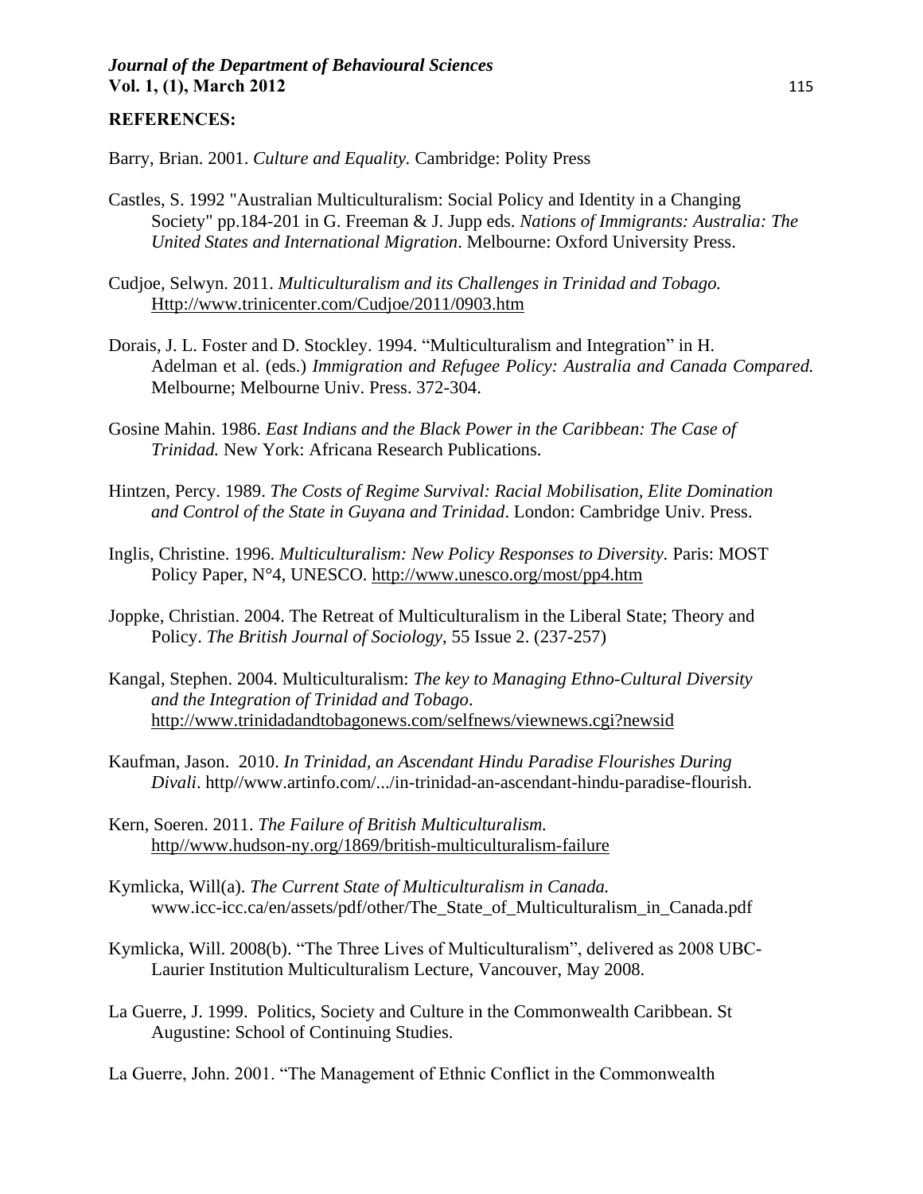**REFERENCES:**

Barry, Brian. 2001. *Culture and Equality.* Cambridge: Polity Press

Castles, S. 1992 "Australian Multiculturalism: Social Policy and Identity in a Changing Society" pp.184-201 in G. Freeman & J. Jupp eds. *Nations of Immigrants: Australia: The United States and International Migration*. Melbourne: Oxford University Press.

Cudjoe, Selwyn. 2011. *Multiculturalism and its Challenges in Trinidad and Tobago.* Http://www.trinicenter.com/Cudjoe/2011/0903.htm

Dorais, J. L. Foster and D. Stockley. 1994. "Multiculturalism and Integration" in H. Adelman et al. (eds.) *Immigration and Refugee Policy: Australia and Canada Compared.* Melbourne; Melbourne Univ. Press. 372-304.

Gosine Mahin. 1986. *East Indians and the Black Power in the Caribbean: The Case of Trinidad.* New York: Africana Research Publications.

Hintzen, Percy. 1989. *The Costs of Regime Survival: Racial Mobilisation, Elite Domination and Control of the State in Guyana and Trinidad*. London: Cambridge Univ. Press.

Inglis, Christine. 1996. *Multiculturalism: New Policy Responses to Diversity.* Paris: MOST Policy Paper, N°4, UNESCO. http://www.unesco.org/most/pp4.htm

Joppke, Christian. 2004. The Retreat of Multiculturalism in the Liberal State; Theory and Policy. *The British Journal of Sociology,* 55 Issue 2. (237-257)

Kangal, Stephen. 2004. Multiculturalism: *The key to Managing Ethno-Cultural Diversity and the Integration of Trinidad and Tobago*. http://www.trinidadandtobagonews.com/selfnews/viewnews.cgi?newsid

Kaufman, Jason. 2010. *In Trinidad, an Ascendant Hindu Paradise Flourishes During Divali*. http//www.artinfo.com/.../in-trinidad-an-ascendant-hindu-paradise-flourish.

Kern, Soeren. 2011. *The Failure of British Multiculturalism.* http//www.hudson-ny.org/1869/british-multiculturalism-failure

Kymlicka, Will(a). *The Current State of Multiculturalism in Canada.* www.icc-icc.ca/en/assets/pdf/other/The_State_of_Multiculturalism_in_Canada.pdf

Kymlicka, Will. 2008(b). "The Three Lives of Multiculturalism", delivered as 2008 UBC-Laurier Institution Multiculturalism Lecture, Vancouver, May 2008.

La Guerre, J. 1999. Politics, Society and Culture in the Commonwealth Caribbean. St Augustine: School of Continuing Studies.

La Guerre, John. 2001. "The Management of Ethnic Conflict in the Commonwealth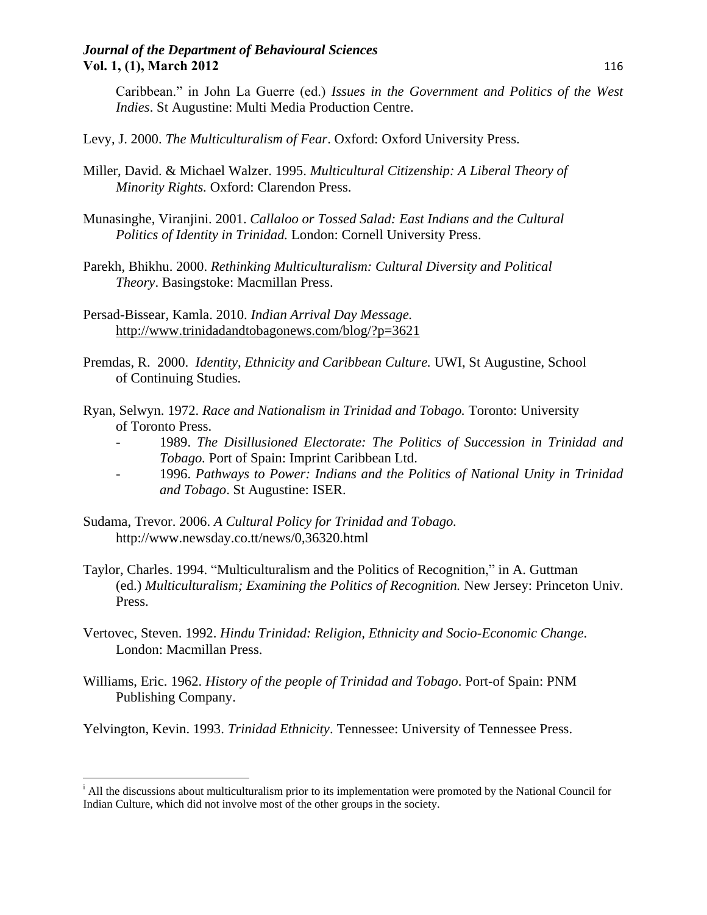Caribbean." in John La Guerre (ed.) *Issues in the Government and Politics of the West Indies*. St Augustine: Multi Media Production Centre.

Levy, J. 2000. *The Multiculturalism of Fear*. Oxford: Oxford University Press.

Miller, David. & Michael Walzer. 1995. *Multicultural Citizenship: A Liberal Theory of Minority Rights.* Oxford: Clarendon Press.

Munasinghe, Viranjini. 2001. *Callaloo or Tossed Salad: East Indians and the Cultural Politics of Identity in Trinidad.* London: Cornell University Press.

Parekh, Bhikhu. 2000. *Rethinking Multiculturalism: Cultural Diversity and Political Theory*. Basingstoke: Macmillan Press.

Persad-Bissear, Kamla. 2010. *Indian Arrival Day Message.* http://www.trinidadandtobagonews.com/blog/?p=3621

Premdas, R. 2000. *Identity, Ethnicity and Caribbean Culture.* UWI, St Augustine, School of Continuing Studies.

Ryan, Selwyn. 1972. *Race and Nationalism in Trinidad and Tobago.* Toronto: University of Toronto Press.

- 1989. *The Disillusioned Electorate: The Politics of Succession in Trinidad and Tobago.* Port of Spain: Imprint Caribbean Ltd.
- 1996. *Pathways to Power: Indians and the Politics of National Unity in Trinidad and Tobago*. St Augustine: ISER.

Sudama, Trevor. 2006. *A Cultural Policy for Trinidad and Tobago.* http://www.newsday.co.tt/news/0,36320.html

Taylor, Charles. 1994. "Multiculturalism and the Politics of Recognition," in A. Guttman (ed.) *Multiculturalism; Examining the Politics of Recognition.* New Jersey: Princeton Univ. Press.

Vertovec, Steven. 1992. *Hindu Trinidad: Religion, Ethnicity and Socio-Economic Change*. London: Macmillan Press.

Williams, Eric. 1962. *History of the people of Trinidad and Tobago*. Port-of Spain: PNM Publishing Company.

Yelvington, Kevin. 1993. *Trinidad Ethnicity*. Tennessee: University of Tennessee Press.

---

[i] All the discussions about multiculturalism prior to its implementation were promoted by the National Council for Indian Culture, which did not involve most of the other groups in the society.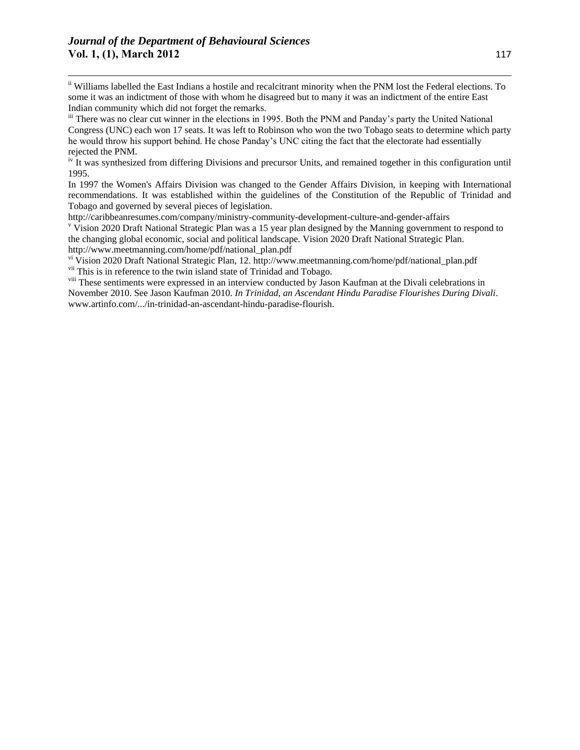[ii] Williams labelled the East Indians a hostile and recalcitrant minority when the PNM lost the Federal elections. To some it was an indictment of those with whom he disagreed but to many it was an indictment of the entire East Indian community which did not forget the remarks.

[iii] There was no clear cut winner in the elections in 1995. Both the PNM and Panday's party the United National Congress (UNC) each won 17 seats. It was left to Robinson who won the two Tobago seats to determine which party he would throw his support behind. He chose Panday's UNC citing the fact that the electorate had essentially rejected the PNM.

[iv] It was synthesized from differing Divisions and precursor Units, and remained together in this configuration until 1995.

In 1997 the Women's Affairs Division was changed to the Gender Affairs Division, in keeping with International recommendations. It was established within the guidelines of the Constitution of the Republic of Trinidad and Tobago and governed by several pieces of legislation.

http://caribbeanresumes.com/company/ministry-community-development-culture-and-gender-affairs

[v] Vision 2020 Draft National Strategic Plan was a 15 year plan designed by the Manning government to respond to the changing global economic, social and political landscape. Vision 2020 Draft National Strategic Plan. http://www.meetmanning.com/home/pdf/national_plan.pdf

[vi] Vision 2020 Draft National Strategic Plan, 12. http://www.meetmanning.com/home/pdf/national_plan.pdf

[vii] This is in reference to the twin island state of Trinidad and Tobago.

[viii] These sentiments were expressed in an interview conducted by Jason Kaufman at the Divali celebrations in November 2010. See Jason Kaufman 2010. *In Trinidad, an Ascendant Hindu Paradise Flourishes During Divali*. www.artinfo.com/.../in-trinidad-an-ascendant-hindu-paradise-flourish.